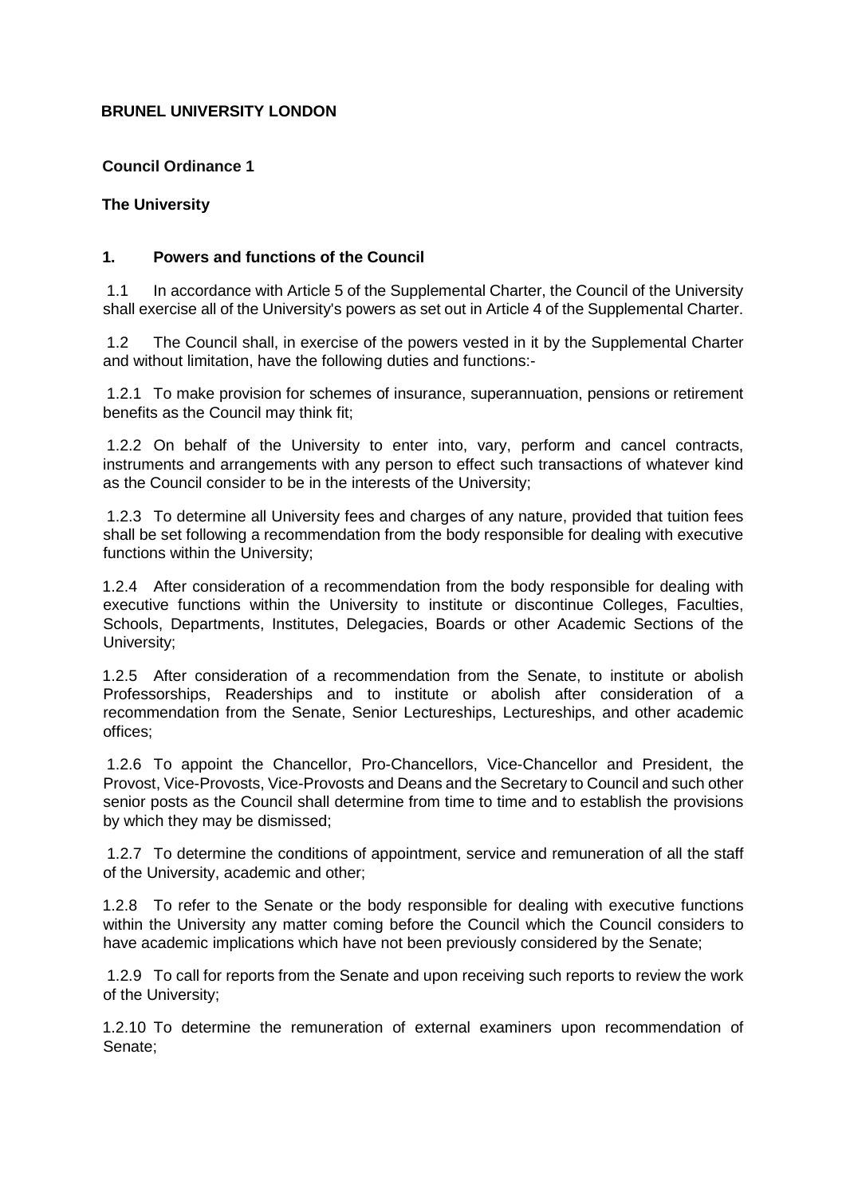**BRUNEL UNIVERSITY LONDON**

**Council Ordinance 1**

**The University**

## 1. Powers and functions of the Council

1.1 In accordance with Article 5 of the Supplemental Charter, the Council of the University shall exercise all of the University's powers as set out in Article 4 of the Supplemental Charter.

1.2 The Council shall, in exercise of the powers vested in it by the Supplemental Charter and without limitation, have the following duties and functions:-

1.2.1 To make provision for schemes of insurance, superannuation, pensions or retirement benefits as the Council may think fit;

1.2.2 On behalf of the University to enter into, vary, perform and cancel contracts, instruments and arrangements with any person to effect such transactions of whatever kind as the Council consider to be in the interests of the University;

1.2.3 To determine all University fees and charges of any nature, provided that tuition fees shall be set following a recommendation from the body responsible for dealing with executive functions within the University;

1.2.4 After consideration of a recommendation from the body responsible for dealing with executive functions within the University to institute or discontinue Colleges, Faculties, Schools, Departments, Institutes, Delegacies, Boards or other Academic Sections of the University;

1.2.5 After consideration of a recommendation from the Senate, to institute or abolish Professorships, Readerships and to institute or abolish after consideration of a recommendation from the Senate, Senior Lectureships, Lectureships, and other academic offices;

1.2.6 To appoint the Chancellor, Pro-Chancellors, Vice-Chancellor and President, the Provost, Vice-Provosts, Vice-Provosts and Deans and the Secretary to Council and such other senior posts as the Council shall determine from time to time and to establish the provisions by which they may be dismissed;

1.2.7 To determine the conditions of appointment, service and remuneration of all the staff of the University, academic and other;

1.2.8 To refer to the Senate or the body responsible for dealing with executive functions within the University any matter coming before the Council which the Council considers to have academic implications which have not been previously considered by the Senate;

1.2.9 To call for reports from the Senate and upon receiving such reports to review the work of the University;

1.2.10 To determine the remuneration of external examiners upon recommendation of Senate;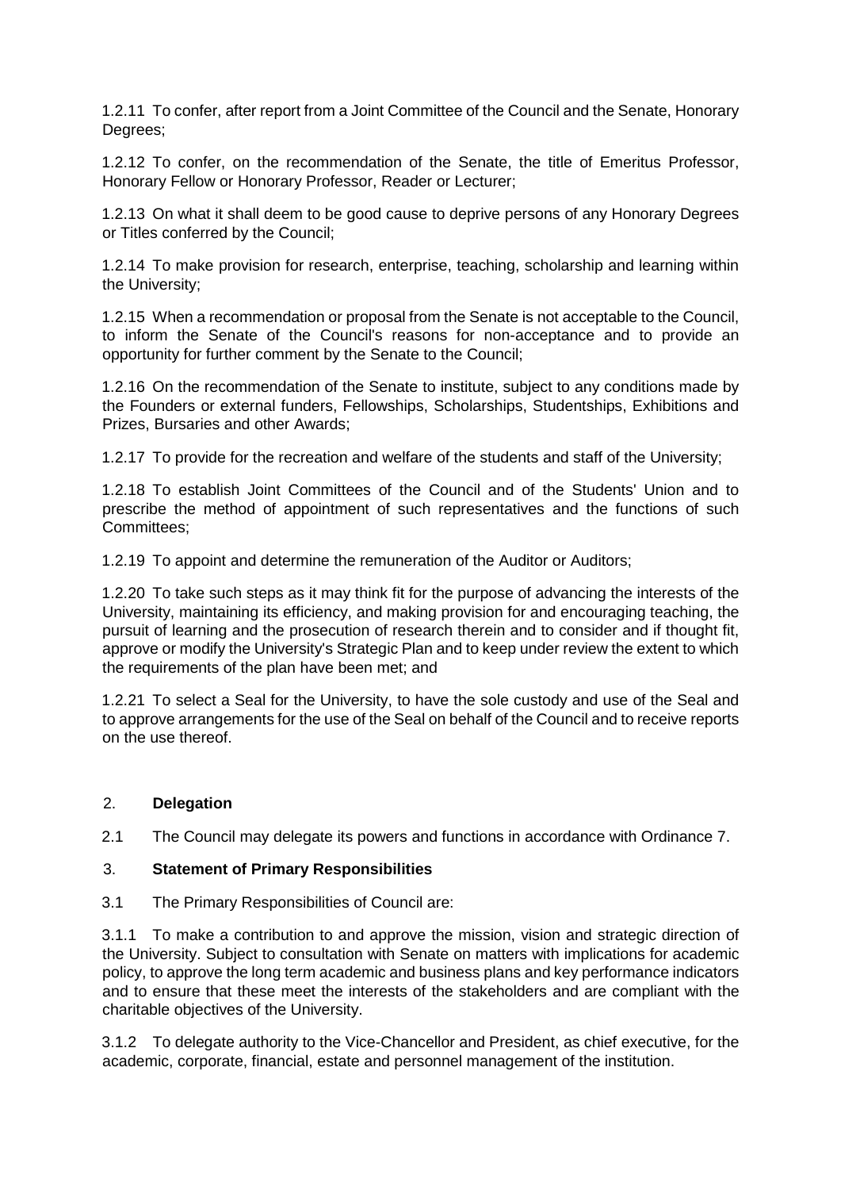1.2.11 To confer, after report from a Joint Committee of the Council and the Senate, Honorary Degrees;

1.2.12 To confer, on the recommendation of the Senate, the title of Emeritus Professor, Honorary Fellow or Honorary Professor, Reader or Lecturer;

1.2.13 On what it shall deem to be good cause to deprive persons of any Honorary Degrees or Titles conferred by the Council;

1.2.14 To make provision for research, enterprise, teaching, scholarship and learning within the University;

1.2.15 When a recommendation or proposal from the Senate is not acceptable to the Council, to inform the Senate of the Council's reasons for non-acceptance and to provide an opportunity for further comment by the Senate to the Council;

1.2.16 On the recommendation of the Senate to institute, subject to any conditions made by the Founders or external funders, Fellowships, Scholarships, Studentships, Exhibitions and Prizes, Bursaries and other Awards;

1.2.17 To provide for the recreation and welfare of the students and staff of the University;

1.2.18 To establish Joint Committees of the Council and of the Students' Union and to prescribe the method of appointment of such representatives and the functions of such Committees;

1.2.19 To appoint and determine the remuneration of the Auditor or Auditors;

1.2.20 To take such steps as it may think fit for the purpose of advancing the interests of the University, maintaining its efficiency, and making provision for and encouraging teaching, the pursuit of learning and the prosecution of research therein and to consider and if thought fit, approve or modify the University's Strategic Plan and to keep under review the extent to which the requirements of the plan have been met; and

1.2.21 To select a Seal for the University, to have the sole custody and use of the Seal and to approve arrangements for the use of the Seal on behalf of the Council and to receive reports on the use thereof.

## 2. Delegation

2.1 The Council may delegate its powers and functions in accordance with Ordinance 7.

## 3. Statement of Primary Responsibilities

3.1 The Primary Responsibilities of Council are:

3.1.1 To make a contribution to and approve the mission, vision and strategic direction of the University. Subject to consultation with Senate on matters with implications for academic policy, to approve the long term academic and business plans and key performance indicators and to ensure that these meet the interests of the stakeholders and are compliant with the charitable objectives of the University.

3.1.2 To delegate authority to the Vice-Chancellor and President, as chief executive, for the academic, corporate, financial, estate and personnel management of the institution.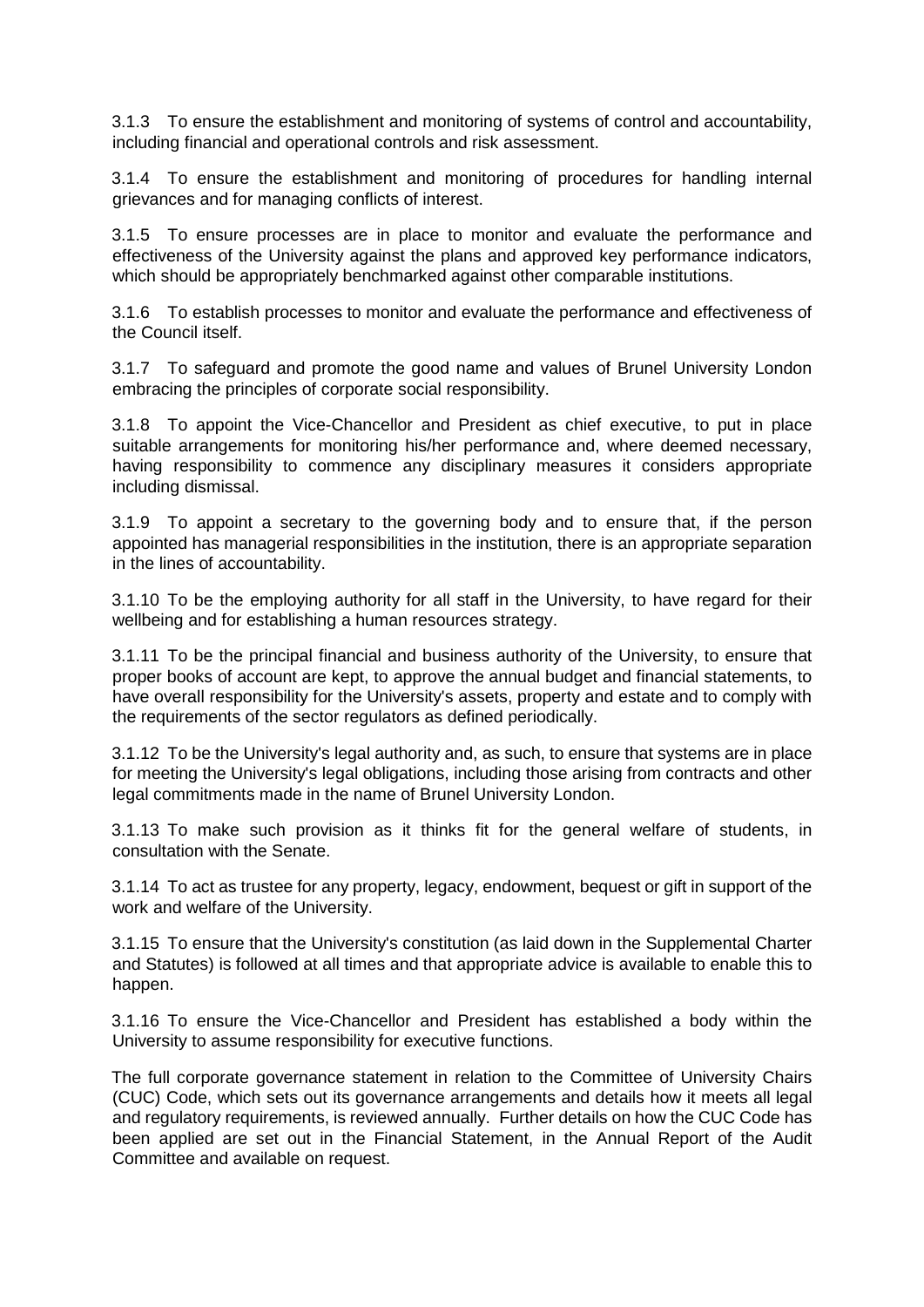3.1.3 To ensure the establishment and monitoring of systems of control and accountability, including financial and operational controls and risk assessment.

3.1.4 To ensure the establishment and monitoring of procedures for handling internal grievances and for managing conflicts of interest.

3.1.5 To ensure processes are in place to monitor and evaluate the performance and effectiveness of the University against the plans and approved key performance indicators, which should be appropriately benchmarked against other comparable institutions.

3.1.6 To establish processes to monitor and evaluate the performance and effectiveness of the Council itself.

3.1.7 To safeguard and promote the good name and values of Brunel University London embracing the principles of corporate social responsibility.

3.1.8 To appoint the Vice-Chancellor and President as chief executive, to put in place suitable arrangements for monitoring his/her performance and, where deemed necessary, having responsibility to commence any disciplinary measures it considers appropriate including dismissal.

3.1.9 To appoint a secretary to the governing body and to ensure that, if the person appointed has managerial responsibilities in the institution, there is an appropriate separation in the lines of accountability.

3.1.10 To be the employing authority for all staff in the University, to have regard for their wellbeing and for establishing a human resources strategy.

3.1.11 To be the principal financial and business authority of the University, to ensure that proper books of account are kept, to approve the annual budget and financial statements, to have overall responsibility for the University's assets, property and estate and to comply with the requirements of the sector regulators as defined periodically.

3.1.12 To be the University's legal authority and, as such, to ensure that systems are in place for meeting the University's legal obligations, including those arising from contracts and other legal commitments made in the name of Brunel University London.

3.1.13 To make such provision as it thinks fit for the general welfare of students, in consultation with the Senate.

3.1.14 To act as trustee for any property, legacy, endowment, bequest or gift in support of the work and welfare of the University.

3.1.15 To ensure that the University's constitution (as laid down in the Supplemental Charter and Statutes) is followed at all times and that appropriate advice is available to enable this to happen.

3.1.16 To ensure the Vice-Chancellor and President has established a body within the University to assume responsibility for executive functions.

The full corporate governance statement in relation to the Committee of University Chairs (CUC) Code, which sets out its governance arrangements and details how it meets all legal and regulatory requirements, is reviewed annually. Further details on how the CUC Code has been applied are set out in the Financial Statement, in the Annual Report of the Audit Committee and available on request.